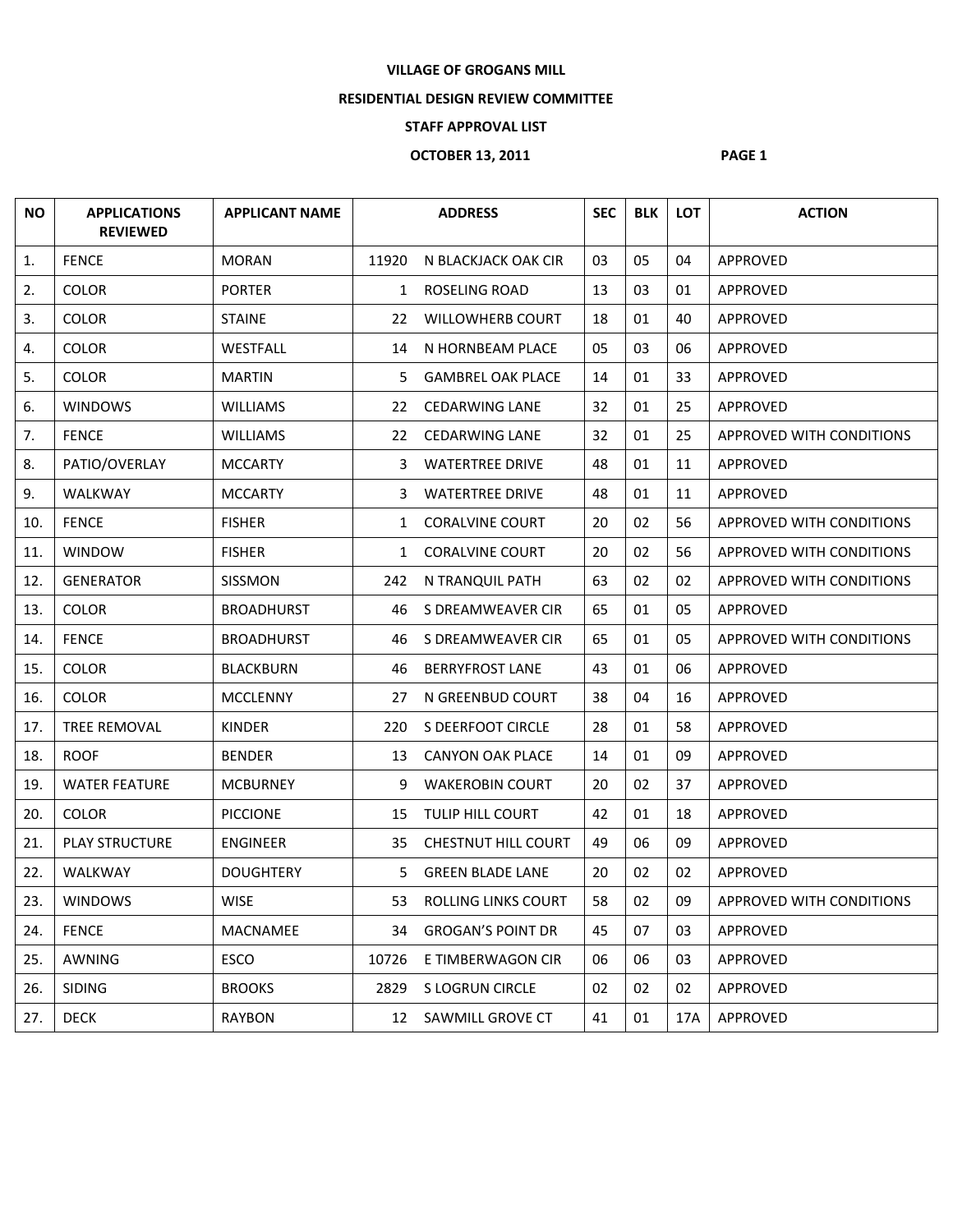**VILLAGE OF GROGANS MILL**

**RESIDENTIAL DESIGN REVIEW COMMITTEE**

**STAFF APPROVAL LIST**

**OCTOBER 13, 2011**

| NO | APPLICATIONS REVIEWED | APPLICANT NAME | ADDRESS | | SEC | BLK | LOT | ACTION |
|---|---|---|---|---|---|---|---|---|
| 1. | FENCE | MORAN | 11920 | N BLACKJACK OAK CIR | 03 | 05 | 04 | APPROVED |
| 2. | COLOR | PORTER | 1 | ROSELING ROAD | 13 | 03 | 01 | APPROVED |
| 3. | COLOR | STAINE | 22 | WILLOWHERB COURT | 18 | 01 | 40 | APPROVED |
| 4. | COLOR | WESTFALL | 14 | N HORNBEAM PLACE | 05 | 03 | 06 | APPROVED |
| 5. | COLOR | MARTIN | 5 | GAMBREL OAK PLACE | 14 | 01 | 33 | APPROVED |
| 6. | WINDOWS | WILLIAMS | 22 | CEDARWING LANE | 32 | 01 | 25 | APPROVED |
| 7. | FENCE | WILLIAMS | 22 | CEDARWING LANE | 32 | 01 | 25 | APPROVED WITH CONDITIONS |
| 8. | PATIO/OVERLAY | MCCARTY | 3 | WATERTREE DRIVE | 48 | 01 | 11 | APPROVED |
| 9. | WALKWAY | MCCARTY | 3 | WATERTREE DRIVE | 48 | 01 | 11 | APPROVED |
| 10. | FENCE | FISHER | 1 | CORALVINE COURT | 20 | 02 | 56 | APPROVED WITH CONDITIONS |
| 11. | WINDOW | FISHER | 1 | CORALVINE COURT | 20 | 02 | 56 | APPROVED WITH CONDITIONS |
| 12. | GENERATOR | SISSMON | 242 | N TRANQUIL PATH | 63 | 02 | 02 | APPROVED WITH CONDITIONS |
| 13. | COLOR | BROADHURST | 46 | S DREAMWEAVER CIR | 65 | 01 | 05 | APPROVED |
| 14. | FENCE | BROADHURST | 46 | S DREAMWEAVER CIR | 65 | 01 | 05 | APPROVED WITH CONDITIONS |
| 15. | COLOR | BLACKBURN | 46 | BERRYFROST LANE | 43 | 01 | 06 | APPROVED |
| 16. | COLOR | MCCLENNY | 27 | N GREENBUD COURT | 38 | 04 | 16 | APPROVED |
| 17. | TREE REMOVAL | KINDER | 220 | S DEERFOOT CIRCLE | 28 | 01 | 58 | APPROVED |
| 18. | ROOF | BENDER | 13 | CANYON OAK PLACE | 14 | 01 | 09 | APPROVED |
| 19. | WATER FEATURE | MCBURNEY | 9 | WAKEROBIN COURT | 20 | 02 | 37 | APPROVED |
| 20. | COLOR | PICCIONE | 15 | TULIP HILL COURT | 42 | 01 | 18 | APPROVED |
| 21. | PLAY STRUCTURE | ENGINEER | 35 | CHESTNUT HILL COURT | 49 | 06 | 09 | APPROVED |
| 22. | WALKWAY | DOUGHTERY | 5 | GREEN BLADE LANE | 20 | 02 | 02 | APPROVED |
| 23. | WINDOWS | WISE | 53 | ROLLING LINKS COURT | 58 | 02 | 09 | APPROVED WITH CONDITIONS |
| 24. | FENCE | MACNAMEE | 34 | GROGAN'S POINT DR | 45 | 07 | 03 | APPROVED |
| 25. | AWNING | ESCO | 10726 | E TIMBERWAGON CIR | 06 | 06 | 03 | APPROVED |
| 26. | SIDING | BROOKS | 2829 | S LOGRUN CIRCLE | 02 | 02 | 02 | APPROVED |
| 27. | DECK | RAYBON | 12 | SAWMILL GROVE CT | 41 | 01 | 17A | APPROVED |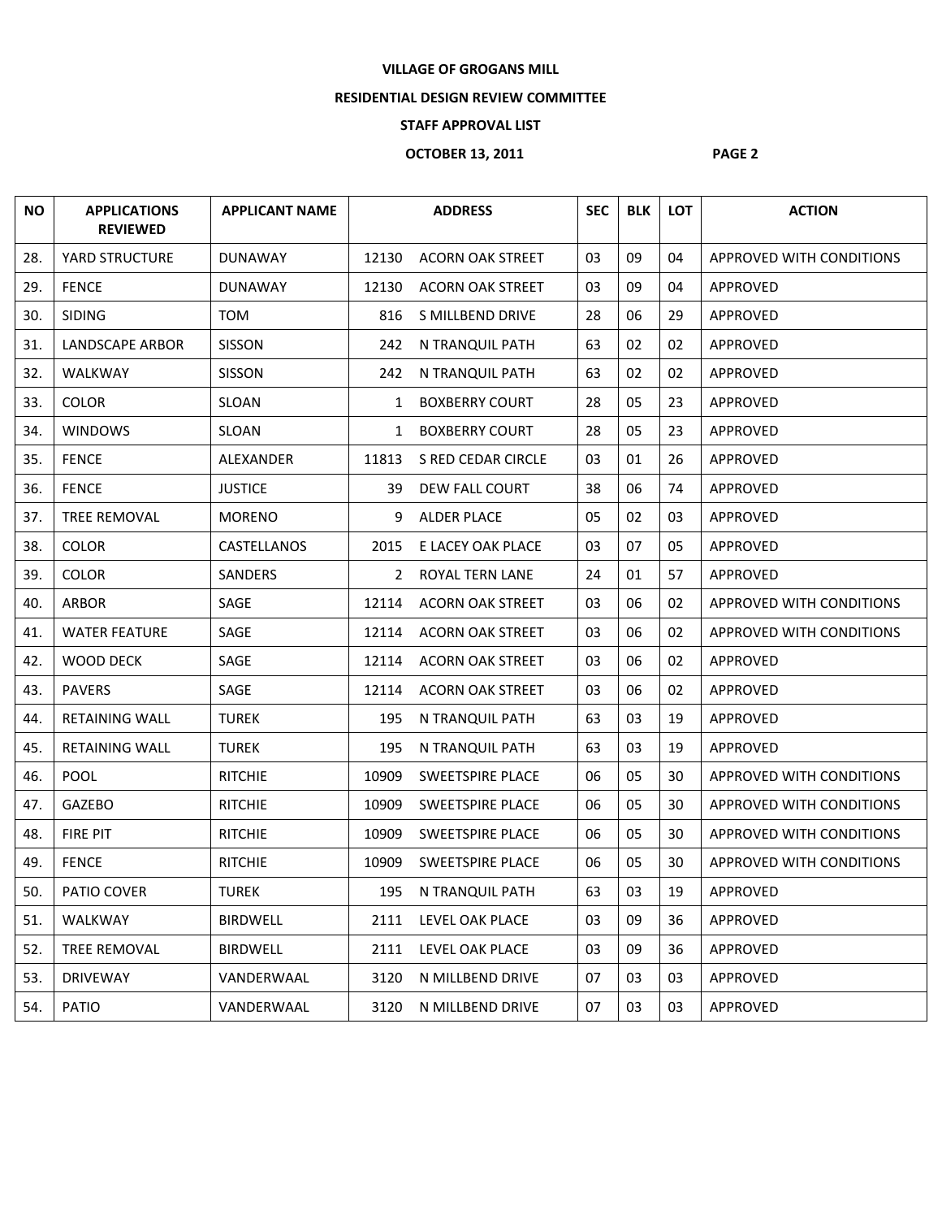**VILLAGE OF GROGANS MILL**

**RESIDENTIAL DESIGN REVIEW COMMITTEE**

**STAFF APPROVAL LIST**

**OCTOBER 13, 2011**

| NO | APPLICATIONS REVIEWED | APPLICANT NAME | ADDRESS | | SEC | BLK | LOT | ACTION |
|---|---|---|---|---|---|---|---|---|
| 28. | YARD STRUCTURE | DUNAWAY | 12130 | ACORN OAK STREET | 03 | 09 | 04 | APPROVED WITH CONDITIONS |
| 29. | FENCE | DUNAWAY | 12130 | ACORN OAK STREET | 03 | 09 | 04 | APPROVED |
| 30. | SIDING | TOM | 816 | S MILLBEND DRIVE | 28 | 06 | 29 | APPROVED |
| 31. | LANDSCAPE ARBOR | SISSON | 242 | N TRANQUIL PATH | 63 | 02 | 02 | APPROVED |
| 32. | WALKWAY | SISSON | 242 | N TRANQUIL PATH | 63 | 02 | 02 | APPROVED |
| 33. | COLOR | SLOAN | 1 | BOXBERRY COURT | 28 | 05 | 23 | APPROVED |
| 34. | WINDOWS | SLOAN | 1 | BOXBERRY COURT | 28 | 05 | 23 | APPROVED |
| 35. | FENCE | ALEXANDER | 11813 | S RED CEDAR CIRCLE | 03 | 01 | 26 | APPROVED |
| 36. | FENCE | JUSTICE | 39 | DEW FALL COURT | 38 | 06 | 74 | APPROVED |
| 37. | TREE REMOVAL | MORENO | 9 | ALDER PLACE | 05 | 02 | 03 | APPROVED |
| 38. | COLOR | CASTELLANOS | 2015 | E LACEY OAK PLACE | 03 | 07 | 05 | APPROVED |
| 39. | COLOR | SANDERS | 2 | ROYAL TERN LANE | 24 | 01 | 57 | APPROVED |
| 40. | ARBOR | SAGE | 12114 | ACORN OAK STREET | 03 | 06 | 02 | APPROVED WITH CONDITIONS |
| 41. | WATER FEATURE | SAGE | 12114 | ACORN OAK STREET | 03 | 06 | 02 | APPROVED WITH CONDITIONS |
| 42. | WOOD DECK | SAGE | 12114 | ACORN OAK STREET | 03 | 06 | 02 | APPROVED |
| 43. | PAVERS | SAGE | 12114 | ACORN OAK STREET | 03 | 06 | 02 | APPROVED |
| 44. | RETAINING WALL | TUREK | 195 | N TRANQUIL PATH | 63 | 03 | 19 | APPROVED |
| 45. | RETAINING WALL | TUREK | 195 | N TRANQUIL PATH | 63 | 03 | 19 | APPROVED |
| 46. | POOL | RITCHIE | 10909 | SWEETSPIRE PLACE | 06 | 05 | 30 | APPROVED WITH CONDITIONS |
| 47. | GAZEBO | RITCHIE | 10909 | SWEETSPIRE PLACE | 06 | 05 | 30 | APPROVED WITH CONDITIONS |
| 48. | FIRE PIT | RITCHIE | 10909 | SWEETSPIRE PLACE | 06 | 05 | 30 | APPROVED WITH CONDITIONS |
| 49. | FENCE | RITCHIE | 10909 | SWEETSPIRE PLACE | 06 | 05 | 30 | APPROVED WITH CONDITIONS |
| 50. | PATIO COVER | TUREK | 195 | N TRANQUIL PATH | 63 | 03 | 19 | APPROVED |
| 51. | WALKWAY | BIRDWELL | 2111 | LEVEL OAK PLACE | 03 | 09 | 36 | APPROVED |
| 52. | TREE REMOVAL | BIRDWELL | 2111 | LEVEL OAK PLACE | 03 | 09 | 36 | APPROVED |
| 53. | DRIVEWAY | VANDERWAAL | 3120 | N MILLBEND DRIVE | 07 | 03 | 03 | APPROVED |
| 54. | PATIO | VANDERWAAL | 3120 | N MILLBEND DRIVE | 07 | 03 | 03 | APPROVED |